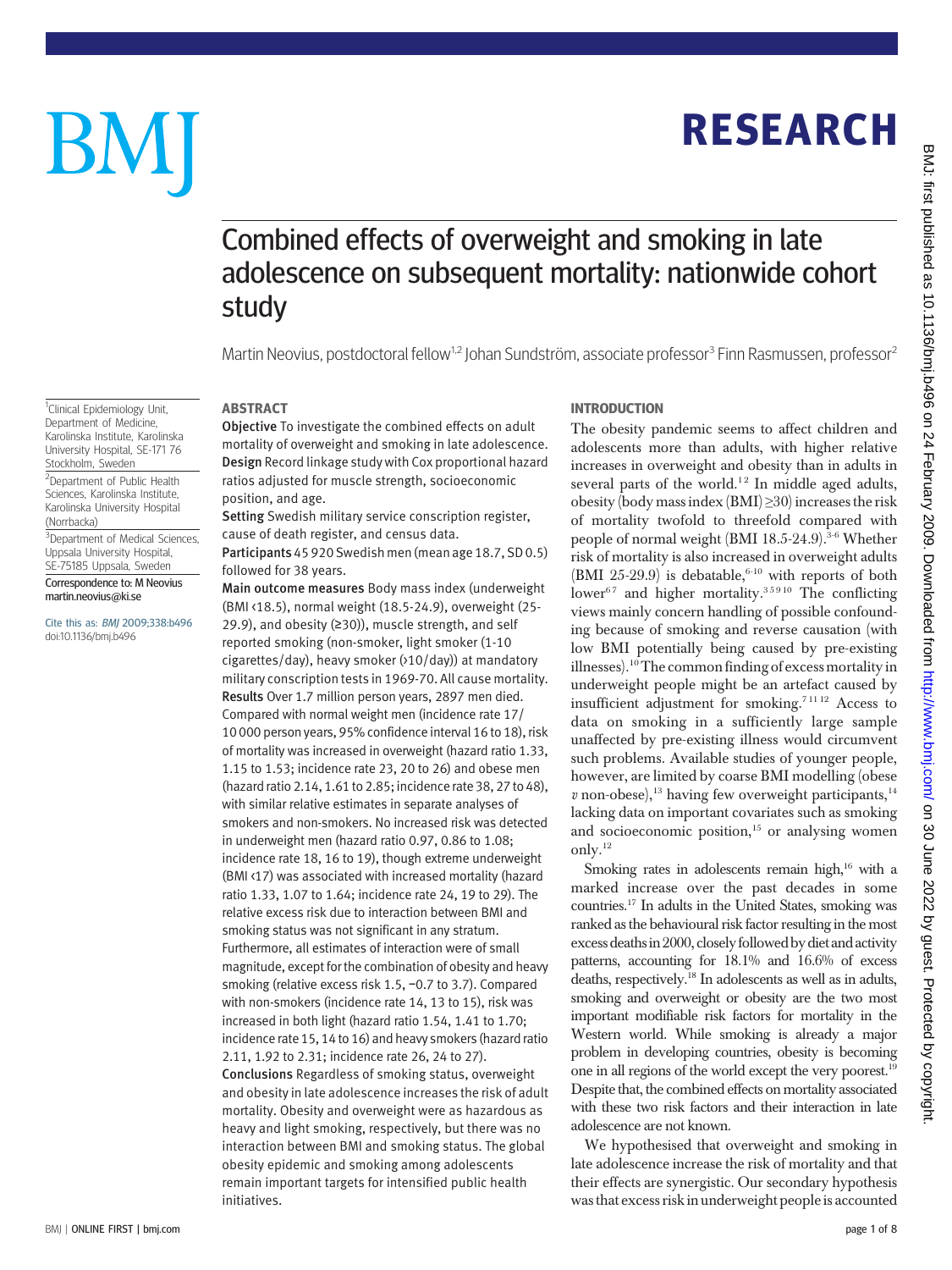# Combined effects of overweight and smoking in late adolescence on subsequent mortality: nationwide cohort study

Martin Neovius, postdoctoral fellow[1,2] Johan Sundström, associate professor[3] Finn Rasmussen, professor[2]

[1]Clinical Epidemiology Unit, Department of Medicine, Karolinska Institute, Karolinska University Hospital, SE-171 76 Stockholm, Sweden

[2]Department of Public Health Sciences, Karolinska Institute, Karolinska University Hospital (Norrbacka)

[3]Department of Medical Sciences, Uppsala University Hospital, SE-75185 Uppsala, Sweden

Correspondence to: M Neovius martin.neovius@ki.se

Cite this as: *BMJ* 2009;338:b496 doi:10.1136/bmj.b496

## ABSTRACT

**Objective** To investigate the combined effects on adult mortality of overweight and smoking in late adolescence.

**Design** Record linkage study with Cox proportional hazard ratios adjusted for muscle strength, socioeconomic position, and age.

**Setting** Swedish military service conscription register, cause of death register, and census data.

**Participants** 45 920 Swedish men (mean age 18.7, SD 0.5) followed for 38 years.

**Main outcome measures** Body mass index (underweight (BMI <18.5), normal weight (18.5-24.9), overweight (25-29.9), and obesity (≥30)), muscle strength, and self reported smoking (non-smoker, light smoker (1-10 cigarettes/day), heavy smoker (>10/day)) at mandatory military conscription tests in 1969-70. All cause mortality.

**Results** Over 1.7 million person years, 2897 men died. Compared with normal weight men (incidence rate 17/10 000 person years, 95% confidence interval 16 to 18), risk of mortality was increased in overweight (hazard ratio 1.33, 1.15 to 1.53; incidence rate 23, 20 to 26) and obese men (hazard ratio 2.14, 1.61 to 2.85; incidence rate 38, 27 to 48), with similar relative estimates in separate analyses of smokers and non-smokers. No increased risk was detected in underweight men (hazard ratio 0.97, 0.86 to 1.08; incidence rate 18, 16 to 19), though extreme underweight (BMI <17) was associated with increased mortality (hazard ratio 1.33, 1.07 to 1.64; incidence rate 24, 19 to 29). The relative excess risk due to interaction between BMI and smoking status was not significant in any stratum. Furthermore, all estimates of interaction were of small magnitude, except for the combination of obesity and heavy smoking (relative excess risk 1.5, −0.7 to 3.7). Compared with non-smokers (incidence rate 14, 13 to 15), risk was increased in both light (hazard ratio 1.54, 1.41 to 1.70; incidence rate 15, 14 to 16) and heavy smokers (hazard ratio 2.11, 1.92 to 2.31; incidence rate 26, 24 to 27).

**Conclusions** Regardless of smoking status, overweight and obesity in late adolescence increases the risk of adult mortality. Obesity and overweight were as hazardous as heavy and light smoking, respectively, but there was no interaction between BMI and smoking status. The global obesity epidemic and smoking among adolescents remain important targets for intensified public health initiatives.

## INTRODUCTION

The obesity pandemic seems to affect children and adolescents more than adults, with higher relative increases in overweight and obesity than in adults in several parts of the world.[1,2] In middle aged adults, obesity (body mass index (BMI) ≥30) increases the risk of mortality twofold to threefold compared with people of normal weight (BMI 18.5-24.9).[3-6] Whether risk of mortality is also increased in overweight adults (BMI 25-29.9) is debatable,[6-10] with reports of both lower[6,7] and higher mortality.[3,5,9,10] The conflicting views mainly concern handling of possible confounding because of smoking and reverse causation (with low BMI potentially being caused by pre-existing illnesses).[10] The common finding of excess mortality in underweight people might be an artefact caused by insufficient adjustment for smoking.[7,11,12] Access to data on smoking in a sufficiently large sample unaffected by pre-existing illness would circumvent such problems. Available studies of younger people, however, are limited by coarse BMI modelling (obese *v* non-obese),[13] having few overweight participants,[14] lacking data on important covariates such as smoking and socioeconomic position,[15] or analysing women only.[12]

Smoking rates in adolescents remain high,[16] with a marked increase over the past decades in some countries.[17] In adults in the United States, smoking was ranked as the behavioural risk factor resulting in the most excess deaths in 2000, closely followed by diet and activity patterns, accounting for 18.1% and 16.6% of excess deaths, respectively.[18] In adolescents as well as in adults, smoking and overweight or obesity are the two most important modifiable risk factors for mortality in the Western world. While smoking is already a major problem in developing countries, obesity is becoming one in all regions of the world except the very poorest.[19] Despite that, the combined effects on mortality associated with these two risk factors and their interaction in late adolescence are not known.

We hypothesised that overweight and smoking in late adolescence increase the risk of mortality and that their effects are synergistic. Our secondary hypothesis was that excess risk in underweight people is accounted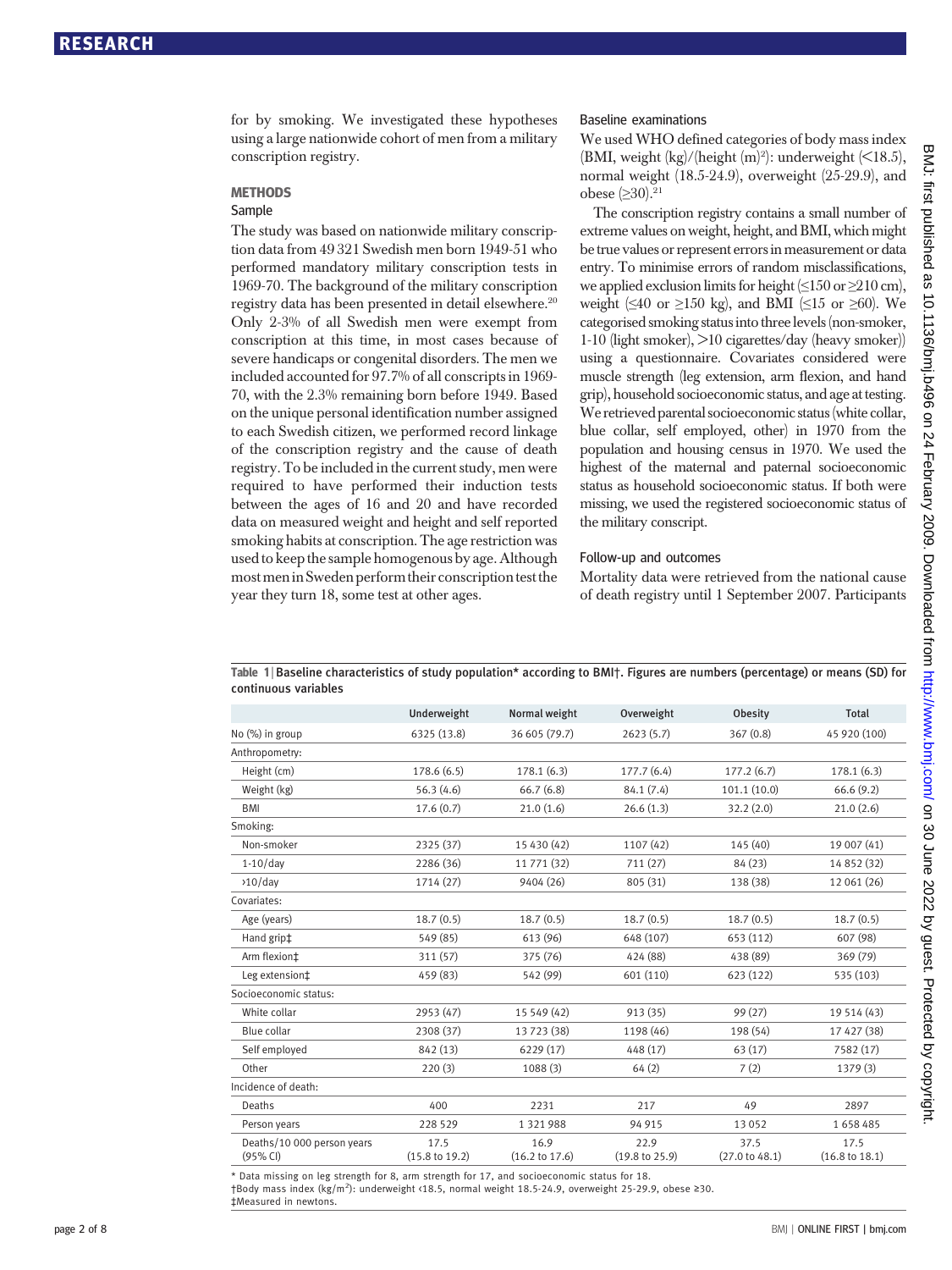for by smoking. We investigated these hypotheses using a large nationwide cohort of men from a military conscription registry.

## METHODS

### Sample

The study was based on nationwide military conscription data from 49 321 Swedish men born 1949-51 who performed mandatory military conscription tests in 1969-70. The background of the military conscription registry data has been presented in detail elsewhere.[20] Only 2-3% of all Swedish men were exempt from conscription at this time, in most cases because of severe handicaps or congenital disorders. The men we included accounted for 97.7% of all conscripts in 1969-70, with the 2.3% remaining born before 1949. Based on the unique personal identification number assigned to each Swedish citizen, we performed record linkage of the conscription registry and the cause of death registry. To be included in the current study, men were required to have performed their induction tests between the ages of 16 and 20 and have recorded data on measured weight and height and self reported smoking habits at conscription. The age restriction was used to keep the sample homogenous by age. Although most men in Sweden perform their conscription test the year they turn 18, some test at other ages.

### Baseline examinations

We used WHO defined categories of body mass index (BMI, weight (kg)/(height (m)$^2$): underweight (<18.5), normal weight (18.5-24.9), overweight (25-29.9), and obese (≥30).[21]

The conscription registry contains a small number of extreme values on weight, height, and BMI, which might be true values or represent errors in measurement or data entry. To minimise errors of random misclassifications, we applied exclusion limits for height (≤150 or ≥210 cm), weight (≤40 or ≥150 kg), and BMI (≤15 or ≥60). We categorised smoking status into three levels (non-smoker, 1-10 (light smoker), >10 cigarettes/day (heavy smoker)) using a questionnaire. Covariates considered were muscle strength (leg extension, arm flexion, and hand grip), household socioeconomic status, and age at testing. We retrieved parental socioeconomic status (white collar, blue collar, self employed, other) in 1970 from the population and housing census in 1970. We used the highest of the maternal and paternal socioeconomic status as household socioeconomic status. If both were missing, we used the registered socioeconomic status of the military conscript.

### Follow-up and outcomes

Mortality data were retrieved from the national cause of death registry until 1 September 2007. Participants

**Table 1 | Baseline characteristics of study population* according to BMI†. Figures are numbers (percentage) or means (SD) for continuous variables**

| | Underweight | Normal weight | Overweight | Obesity | Total |
|---|---|---|---|---|---|
| No (%) in group | 6325 (13.8) | 36 605 (79.7) | 2623 (5.7) | 367 (0.8) | 45 920 (100) |
| Anthropometry: | | | | | |
| Height (cm) | 178.6 (6.5) | 178.1 (6.3) | 177.7 (6.4) | 177.2 (6.7) | 178.1 (6.3) |
| Weight (kg) | 56.3 (4.6) | 66.7 (6.8) | 84.1 (7.4) | 101.1 (10.0) | 66.6 (9.2) |
| BMI | 17.6 (0.7) | 21.0 (1.6) | 26.6 (1.3) | 32.2 (2.0) | 21.0 (2.6) |
| Smoking: | | | | | |
| Non-smoker | 2325 (37) | 15 430 (42) | 1107 (42) | 145 (40) | 19 007 (41) |
| 1-10/day | 2286 (36) | 11 771 (32) | 711 (27) | 84 (23) | 14 852 (32) |
| >10/day | 1714 (27) | 9404 (26) | 805 (31) | 138 (38) | 12 061 (26) |
| Covariates: | | | | | |
| Age (years) | 18.7 (0.5) | 18.7 (0.5) | 18.7 (0.5) | 18.7 (0.5) | 18.7 (0.5) |
| Hand grip‡ | 549 (85) | 613 (96) | 648 (107) | 653 (112) | 607 (98) |
| Arm flexion‡ | 311 (57) | 375 (76) | 424 (88) | 438 (89) | 369 (79) |
| Leg extension‡ | 459 (83) | 542 (99) | 601 (110) | 623 (122) | 535 (103) |
| Socioeconomic status: | | | | | |
| White collar | 2953 (47) | 15 549 (42) | 913 (35) | 99 (27) | 19 514 (43) |
| Blue collar | 2308 (37) | 13 723 (38) | 1198 (46) | 198 (54) | 17 427 (38) |
| Self employed | 842 (13) | 6229 (17) | 448 (17) | 63 (17) | 7582 (17) |
| Other | 220 (3) | 1088 (3) | 64 (2) | 7 (2) | 1379 (3) |
| Incidence of death: | | | | | |
| Deaths | 400 | 2231 | 217 | 49 | 2897 |
| Person years | 228 529 | 1 321 988 | 94 915 | 13 052 | 1 658 485 |
| Deaths/10 000 person years (95% CI) | 17.5 (15.8 to 19.2) | 16.9 (16.2 to 17.6) | 22.9 (19.8 to 25.9) | 37.5 (27.0 to 48.1) | 17.5 (16.8 to 18.1) |

* Data missing on leg strength for 8, arm strength for 17, and socioeconomic status for 18.
†Body mass index (kg/m$^2$): underweight <18.5, normal weight 18.5-24.9, overweight 25-29.9, obese ≥30.
‡Measured in newtons.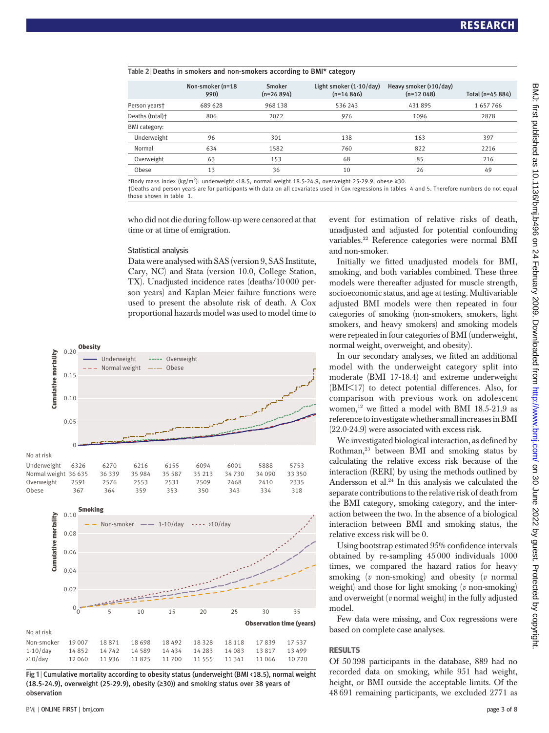Table 2 | Deaths in smokers and non-smokers according to BMI* category

| | Non-smoker (n=18 990) | Smoker (n=26 894) | Light smoker (1-10/day) (n=14 846) | Heavy smoker (>10/day) (n=12 048) | Total (n=45 884) |
|---|---|---|---|---|---|
| Person years† | 689 628 | 968 138 | 536 243 | 431 895 | 1 657 766 |
| Deaths (total)† | 806 | 2072 | 976 | 1096 | 2878 |
| BMI category: | | | | | |
| Underweight | 96 | 301 | 138 | 163 | 397 |
| Normal | 634 | 1582 | 760 | 822 | 2216 |
| Overweight | 63 | 153 | 68 | 85 | 216 |
| Obese | 13 | 36 | 10 | 26 | 49 |

*Body mass index (kg/m$^2$): underweight <18.5, normal weight 18.5-24.9, overweight 25-29.9, obese ≥30.
†Deaths and person years are for participants with data on all covariates used in Cox regressions in tables 4 and 5. Therefore numbers do not equal those shown in table 1.

who did not die during follow-up were censored at that time or at time of emigration.

### Statistical analysis

Data were analysed with SAS (version 9, SAS Institute, Cary, NC) and Stata (version 10.0, College Station, TX). Unadjusted incidence rates (deaths/10 000 person years) and Kaplan-Meier failure functions were used to present the absolute risk of death. A Cox proportional hazards model was used to model time to event for estimation of relative risks of death, unadjusted and adjusted for potential confounding variables.[22] Reference categories were normal BMI and non-smoker.

Initially we fitted unadjusted models for BMI, smoking, and both variables combined. These three models were thereafter adjusted for muscle strength, socioeconomic status, and age at testing. Multivariable adjusted BMI models were then repeated in four categories of smoking (non-smokers, smokers, light smokers, and heavy smokers) and smoking models were repeated in four categories of BMI (underweight, normal weight, overweight, and obesity).

In our secondary analyses, we fitted an additional model with the underweight category split into moderate (BMI 17-18.4) and extreme underweight (BMI<17) to detect potential differences. Also, for comparison with previous work on adolescent women,[12] we fitted a model with BMI 18.5-21.9 as reference to investigate whether small increases in BMI (22.0-24.9) were associated with excess risk.

We investigated biological interaction, as defined by Rothman,[23] between BMI and smoking status by calculating the relative excess risk because of the interaction (RERI) by using the methods outlined by Andersson et al.[24] In this analysis we calculated the separate contributions to the relative risk of death from the BMI category, smoking category, and the interaction between the two. In the absence of a biological interaction between BMI and smoking status, the relative excess risk will be 0.

Using bootstrap estimated 95% confidence intervals obtained by re-sampling 45 000 individuals 1000 times, we compared the hazard ratios for heavy smoking (*v* non-smoking) and obesity (*v* normal weight) and those for light smoking (*v* non-smoking) and overweight (*v* normal weight) in the fully adjusted model.

Few data were missing, and Cox regressions were based on complete case analyses.

Fig 1 | Cumulative mortality according to obesity status (underweight (BMI <18.5), normal weight (18.5-24.9), overweight (25-29.9), obesity (≥30)) and smoking status over 38 years of observation

## RESULTS

Of 50 398 participants in the database, 889 had no recorded data on smoking, while 951 had weight, height, or BMI outside the acceptable limits. Of the 48 691 remaining participants, we excluded 2771 as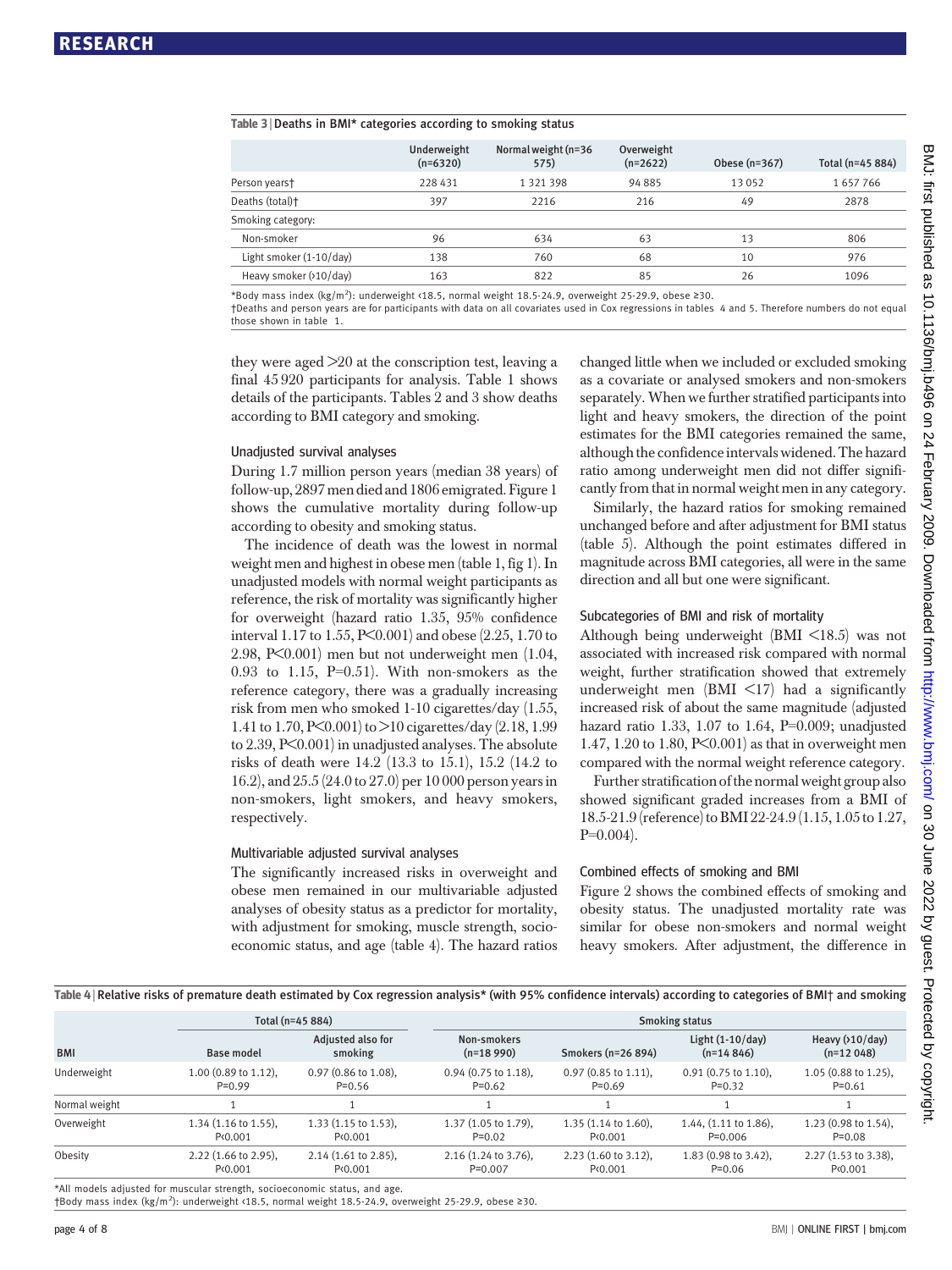**Table 3** | Deaths in BMI* categories according to smoking status

| | Underweight (n=6320) | Normal weight (n=36 575) | Overweight (n=2622) | Obese (n=367) | Total (n=45 884) |
|---|---|---|---|---|---|
| Person years† | 228 431 | 1 321 398 | 94 885 | 13 052 | 1 657 766 |
| Deaths (total)† | 397 | 2216 | 216 | 49 | 2878 |
| Smoking category: | | | | | |
| Non-smoker | 96 | 634 | 63 | 13 | 806 |
| Light smoker (1-10/day) | 138 | 760 | 68 | 10 | 976 |
| Heavy smoker (>10/day) | 163 | 822 | 85 | 26 | 1096 |

*Body mass index (kg/m$^2$): underweight <18.5, normal weight 18.5-24.9, overweight 25-29.9, obese ≥30.
†Deaths and person years are for participants with data on all covariates used in Cox regressions in tables 4 and 5. Therefore numbers do not equal those shown in table 1.

they were aged >20 at the conscription test, leaving a final 45 920 participants for analysis. Table 1 shows details of the participants. Tables 2 and 3 show deaths according to BMI category and smoking.

### Unadjusted survival analyses

During 1.7 million person years (median 38 years) of follow-up, 2897 men died and 1806 emigrated. Figure 1 shows the cumulative mortality during follow-up according to obesity and smoking status.

The incidence of death was the lowest in normal weight men and highest in obese men (table 1, fig 1). In unadjusted models with normal weight participants as reference, the risk of mortality was significantly higher for overweight (hazard ratio 1.35, 95% confidence interval 1.17 to 1.55, P<0.001) and obese (2.25, 1.70 to 2.98, P<0.001) men but not underweight men (1.04, 0.93 to 1.15, P=0.51). With non-smokers as the reference category, there was a gradually increasing risk from men who smoked 1-10 cigarettes/day (1.55, 1.41 to 1.70, P<0.001) to >10 cigarettes/day (2.18, 1.99 to 2.39, P<0.001) in unadjusted analyses. The absolute risks of death were 14.2 (13.3 to 15.1), 15.2 (14.2 to 16.2), and 25.5 (24.0 to 27.0) per 10 000 person years in non-smokers, light smokers, and heavy smokers, respectively.

### Multivariable adjusted survival analyses

The significantly increased risks in overweight and obese men remained in our multivariable adjusted analyses of obesity status as a predictor for mortality, with adjustment for smoking, muscle strength, socioeconomic status, and age (table 4). The hazard ratios changed little when we included or excluded smoking as a covariate or analysed smokers and non-smokers separately. When we further stratified participants into light and heavy smokers, the direction of the point estimates for the BMI categories remained the same, although the confidence intervals widened. The hazard ratio among underweight men did not differ significantly from that in normal weight men in any category.

Similarly, the hazard ratios for smoking remained unchanged before and after adjustment for BMI status (table 5). Although the point estimates differed in magnitude across BMI categories, all were in the same direction and all but one were significant.

### Subcategories of BMI and risk of mortality

Although being underweight (BMI <18.5) was not associated with increased risk compared with normal weight, further stratification showed that extremely underweight men (BMI <17) had a significantly increased risk of about the same magnitude (adjusted hazard ratio 1.33, 1.07 to 1.64, P=0.009; unadjusted 1.47, 1.20 to 1.80, P<0.001) as that in overweight men compared with the normal weight reference category.

Further stratification of the normal weight group also showed significant graded increases from a BMI of 18.5-21.9 (reference) to BMI 22-24.9 (1.15, 1.05 to 1.27, P=0.004).

### Combined effects of smoking and BMI

Figure 2 shows the combined effects of smoking and obesity status. The unadjusted mortality rate was similar for obese non-smokers and normal weight heavy smokers. After adjustment, the difference in

**Table 4** | Relative risks of premature death estimated by Cox regression analysis* (with 95% confidence intervals) according to categories of BMI† and smoking

| | Total (n=45 884) | | Smoking status | | | |
|---|---|---|---|---|---|---|
| BMI | Base model | Adjusted also for smoking | Non-smokers (n=18 990) | Smokers (n=26 894) | Light (1-10/day) (n=14 846) | Heavy (>10/day) (n=12 048) |
| Underweight | 1.00 (0.89 to 1.12), P=0.99 | 0.97 (0.86 to 1.08), P=0.56 | 0.94 (0.75 to 1.18), P=0.62 | 0.97 (0.85 to 1.11), P=0.69 | 0.91 (0.75 to 1.10), P=0.32 | 1.05 (0.88 to 1.25), P=0.61 |
| Normal weight | 1 | 1 | 1 | 1 | 1 | 1 |
| Overweight | 1.34 (1.16 to 1.55), P<0.001 | 1.33 (1.15 to 1.53), P<0.001 | 1.37 (1.05 to 1.79), P=0.02 | 1.35 (1.14 to 1.60), P<0.001 | 1.44, (1.11 to 1.86), P=0.006 | 1.23 (0.98 to 1.54), P=0.08 |
| Obesity | 2.22 (1.66 to 2.95), P<0.001 | 2.14 (1.61 to 2.85), P<0.001 | 2.16 (1.24 to 3.76), P=0.007 | 2.23 (1.60 to 3.12), P<0.001 | 1.83 (0.98 to 3.42), P=0.06 | 2.27 (1.53 to 3.38), P<0.001 |

*All models adjusted for muscular strength, socioeconomic status, and age.
†Body mass index (kg/m$^2$): underweight <18.5, normal weight 18.5-24.9, overweight 25-29.9, obese ≥30.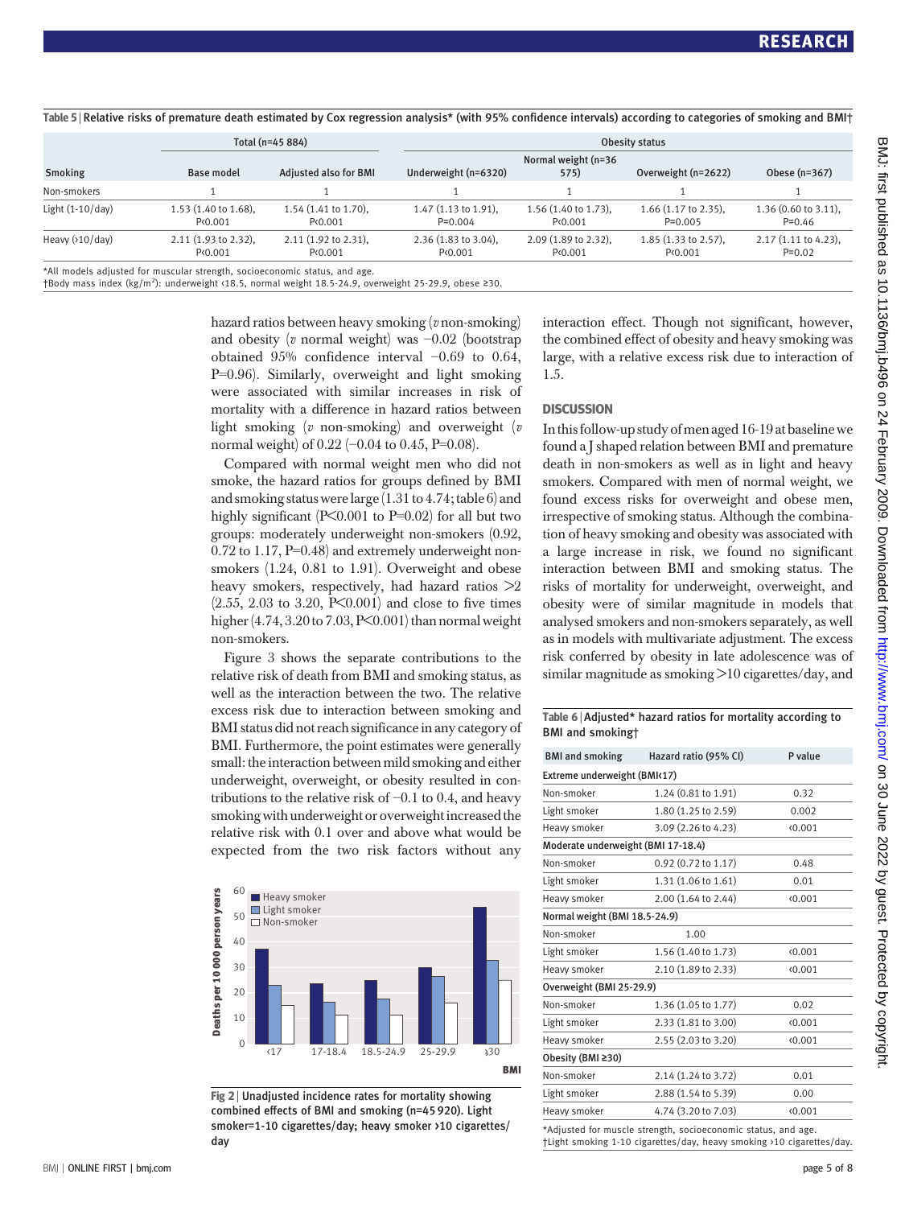**Table 5** | Relative risks of premature death estimated by Cox regression analysis* (with 95% confidence intervals) according to categories of smoking and BMI†

| Smoking | Total (n=45 884) | | Obesity status | | | |
|---|---|---|---|---|---|---|
| | Base model | Adjusted also for BMI | Underweight (n=6320) | Normal weight (n=36 575) | Overweight (n=2622) | Obese (n=367) |
| Non-smokers | 1 | 1 | 1 | 1 | 1 | 1 |
| Light (1-10/day) | 1.53 (1.40 to 1.68), P<0.001 | 1.54 (1.41 to 1.70), P<0.001 | 1.47 (1.13 to 1.91), P=0.004 | 1.56 (1.40 to 1.73), P<0.001 | 1.66 (1.17 to 2.35), P=0.005 | 1.36 (0.60 to 3.11), P=0.46 |
| Heavy (>10/day) | 2.11 (1.93 to 2.32), P<0.001 | 2.11 (1.92 to 2.31), P<0.001 | 2.36 (1.83 to 3.04), P<0.001 | 2.09 (1.89 to 2.32), P<0.001 | 1.85 (1.33 to 2.57), P<0.001 | 2.17 (1.11 to 4.23), P=0.02 |

*All models adjusted for muscular strength, socioeconomic status, and age.
†Body mass index (kg/m²): underweight <18.5, normal weight 18.5-24.9, overweight 25-29.9, obese ≥30.

hazard ratios between heavy smoking (*v* non-smoking) and obesity (*v* normal weight) was −0.02 (bootstrap obtained 95% confidence interval −0.69 to 0.64, P=0.96). Similarly, overweight and light smoking were associated with similar increases in risk of mortality with a difference in hazard ratios between light smoking (*v* non-smoking) and overweight (*v* normal weight) of 0.22 (−0.04 to 0.45, P=0.08).

Compared with normal weight men who did not smoke, the hazard ratios for groups defined by BMI and smoking status were large (1.31 to 4.74; table 6) and highly significant (P<0.001 to P=0.02) for all but two groups: moderately underweight non-smokers (0.92, 0.72 to 1.17, P=0.48) and extremely underweight non-smokers (1.24, 0.81 to 1.91). Overweight and obese heavy smokers, respectively, had hazard ratios >2 (2.55, 2.03 to 3.20, P<0.001) and close to five times higher (4.74, 3.20 to 7.03, P<0.001) than normal weight non-smokers.

Figure 3 shows the separate contributions to the relative risk of death from BMI and smoking status, as well as the interaction between the two. The relative excess risk due to interaction between smoking and BMI status did not reach significance in any category of BMI. Furthermore, the point estimates were generally small: the interaction between mild smoking and either underweight, overweight, or obesity resulted in contributions to the relative risk of −0.1 to 0.4, and heavy smoking with underweight or overweight increased the relative risk with 0.1 over and above what would be expected from the two risk factors without any interaction effect. Though not significant, however, the combined effect of obesity and heavy smoking was large, with a relative excess risk due to interaction of 1.5.

**Fig 2** | Unadjusted incidence rates for mortality showing combined effects of BMI and smoking (n=45 920). Light smoker=1-10 cigarettes/day; heavy smoker >10 cigarettes/day

## DISCUSSION

In this follow-up study of men aged 16-19 at baseline we found a J shaped relation between BMI and premature death in non-smokers as well as in light and heavy smokers. Compared with men of normal weight, we found excess risks for overweight and obese men, irrespective of smoking status. Although the combination of heavy smoking and obesity was associated with a large increase in risk, we found no significant interaction between BMI and smoking status. The risks of mortality for underweight, overweight, and obesity were of similar magnitude in models that analysed smokers and non-smokers separately, as well as in models with multivariate adjustment. The excess risk conferred by obesity in late adolescence was of similar magnitude as smoking >10 cigarettes/day, and

**Table 6** | Adjusted* hazard ratios for mortality according to BMI and smoking†

| BMI and smoking | Hazard ratio (95% CI) | P value |
|---|---|---|
| **Extreme underweight (BMI<17)** | | |
| Non-smoker | 1.24 (0.81 to 1.91) | 0.32 |
| Light smoker | 1.80 (1.25 to 2.59) | 0.002 |
| Heavy smoker | 3.09 (2.26 to 4.23) | <0.001 |
| **Moderate underweight (BMI 17-18.4)** | | |
| Non-smoker | 0.92 (0.72 to 1.17) | 0.48 |
| Light smoker | 1.31 (1.06 to 1.61) | 0.01 |
| Heavy smoker | 2.00 (1.64 to 2.44) | <0.001 |
| **Normal weight (BMI 18.5-24.9)** | | |
| Non-smoker | 1.00 | |
| Light smoker | 1.56 (1.40 to 1.73) | <0.001 |
| Heavy smoker | 2.10 (1.89 to 2.33) | <0.001 |
| **Overweight (BMI 25-29.9)** | | |
| Non-smoker | 1.36 (1.05 to 1.77) | 0.02 |
| Light smoker | 2.33 (1.81 to 3.00) | <0.001 |
| Heavy smoker | 2.55 (2.03 to 3.20) | <0.001 |
| **Obesity (BMI ≥30)** | | |
| Non-smoker | 2.14 (1.24 to 3.72) | 0.01 |
| Light smoker | 2.88 (1.54 to 5.39) | 0.00 |
| Heavy smoker | 4.74 (3.20 to 7.03) | <0.001 |

*Adjusted for muscle strength, socioeconomic status, and age.
†Light smoking 1-10 cigarettes/day, heavy smoking >10 cigarettes/day.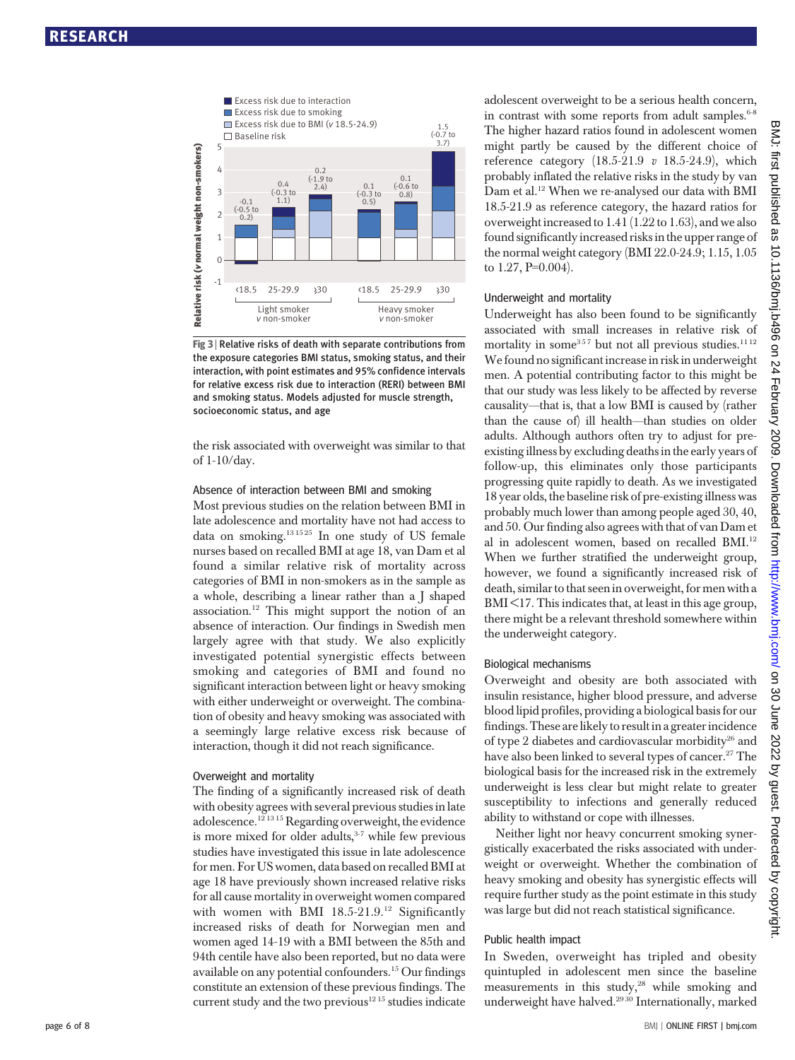Fig 3 | Relative risks of death with separate contributions from the exposure categories BMI status, smoking status, and their interaction, with point estimates and 95% confidence intervals for relative excess risk due to interaction (RERI) between BMI and smoking status. Models adjusted for muscle strength, socioeconomic status, and age

the risk associated with overweight was similar to that of 1-10/day.

### Absence of interaction between BMI and smoking

Most previous studies on the relation between BMI in late adolescence and mortality have not had access to data on smoking.[13 15 25] In one study of US female nurses based on recalled BMI at age 18, van Dam et al found a similar relative risk of mortality across categories of BMI in non-smokers as in the sample as a whole, describing a linear rather than a J shaped association.[12] This might support the notion of an absence of interaction. Our findings in Swedish men largely agree with that study. We also explicitly investigated potential synergistic effects between smoking and categories of BMI and found no significant interaction between light or heavy smoking with either underweight or overweight. The combination of obesity and heavy smoking was associated with a seemingly large relative excess risk because of interaction, though it did not reach significance.

### Overweight and mortality

The finding of a significantly increased risk of death with obesity agrees with several previous studies in late adolescence.[12 13 15] Regarding overweight, the evidence is more mixed for older adults,[3-7] while few previous studies have investigated this issue in late adolescence for men. For US women, data based on recalled BMI at age 18 have previously shown increased relative risks for all cause mortality in overweight women compared with women with BMI 18.5-21.9.[12] Significantly increased risks of death for Norwegian men and women aged 14-19 with a BMI between the 85th and 94th centile have also been reported, but no data were available on any potential confounders.[15] Our findings constitute an extension of these previous findings. The current study and the two previous[12 15] studies indicate adolescent overweight to be a serious health concern, in contrast with some reports from adult samples.[6-8] The higher hazard ratios found in adolescent women might partly be caused by the different choice of reference category (18.5-21.9 *v* 18.5-24.9), which probably inflated the relative risks in the study by van Dam et al.[12] When we re-analysed our data with BMI 18.5-21.9 as reference category, the hazard ratios for overweight increased to 1.41 (1.22 to 1.63), and we also found significantly increased risks in the upper range of the normal weight category (BMI 22.0-24.9; 1.15, 1.05 to 1.27, P=0.004).

### Underweight and mortality

Underweight has also been found to be significantly associated with small increases in relative risk of mortality in some[3 5 7] but not all previous studies.[11 12] We found no significant increase in risk in underweight men. A potential contributing factor to this might be that our study was less likely to be affected by reverse causality—that is, that a low BMI is caused by (rather than the cause of) ill health—than studies on older adults. Although authors often try to adjust for pre-existing illness by excluding deaths in the early years of follow-up, this eliminates only those participants progressing quite rapidly to death. As we investigated 18 year olds, the baseline risk of pre-existing illness was probably much lower than among people aged 30, 40, and 50. Our finding also agrees with that of van Dam et al in adolescent women, based on recalled BMI.[12] When we further stratified the underweight group, however, we found a significantly increased risk of death, similar to that seen in overweight, for men with a BMI <17. This indicates that, at least in this age group, there might be a relevant threshold somewhere within the underweight category.

### Biological mechanisms

Overweight and obesity are both associated with insulin resistance, higher blood pressure, and adverse blood lipid profiles, providing a biological basis for our findings. These are likely to result in a greater incidence of type 2 diabetes and cardiovascular morbidity[26] and have also been linked to several types of cancer.[27] The biological basis for the increased risk in the extremely underweight is less clear but might relate to greater susceptibility to infections and generally reduced ability to withstand or cope with illnesses.

Neither light nor heavy concurrent smoking synergistically exacerbated the risks associated with underweight or overweight. Whether the combination of heavy smoking and obesity has synergistic effects will require further study as the point estimate in this study was large but did not reach statistical significance.

### Public health impact

In Sweden, overweight has tripled and obesity quintupled in adolescent men since the baseline measurements in this study,[28] while smoking and underweight have halved.[29 30] Internationally, marked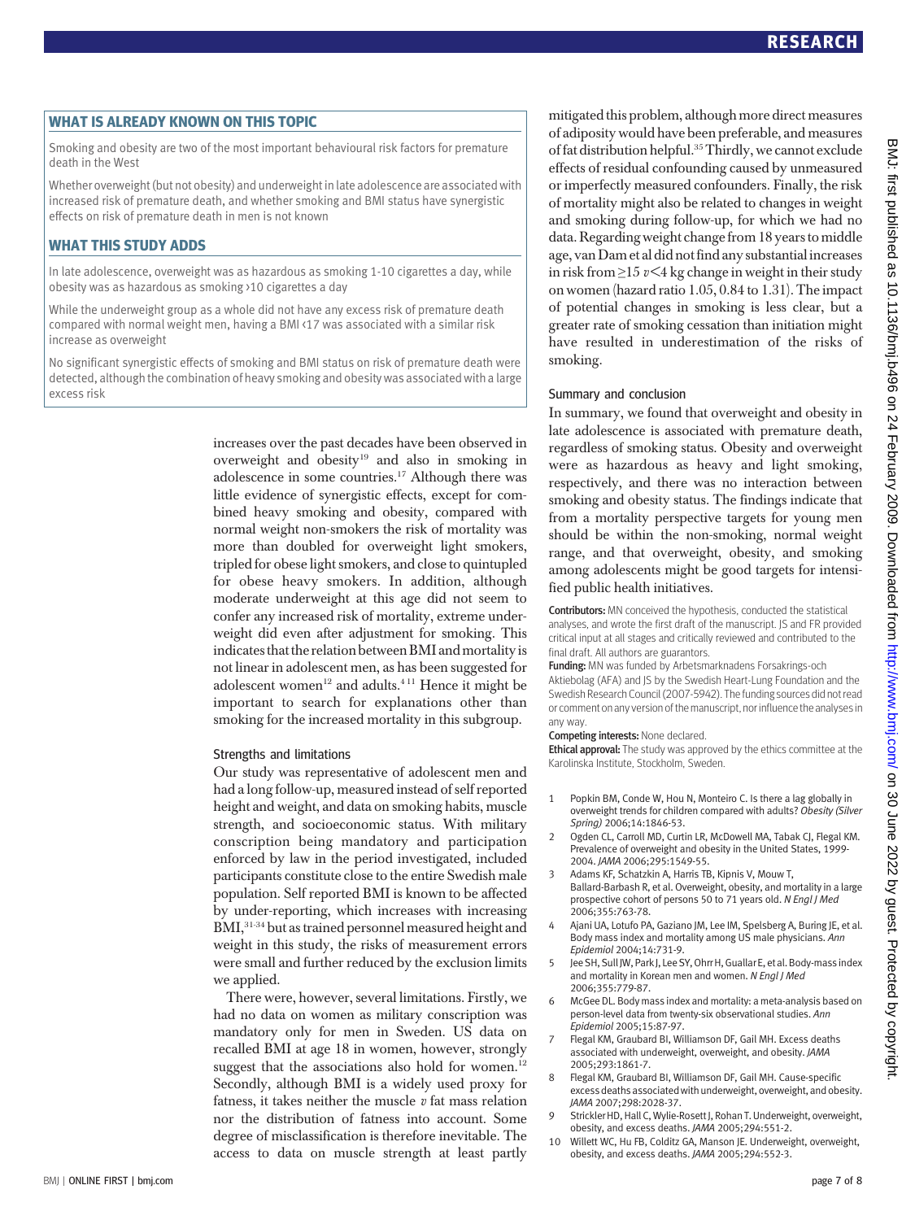## WHAT IS ALREADY KNOWN ON THIS TOPIC

Smoking and obesity are two of the most important behavioural risk factors for premature death in the West

Whether overweight (but not obesity) and underweight in late adolescence are associated with increased risk of premature death, and whether smoking and BMI status have synergistic effects on risk of premature death in men is not known

## WHAT THIS STUDY ADDS

In late adolescence, overweight was as hazardous as smoking 1-10 cigarettes a day, while obesity was as hazardous as smoking >10 cigarettes a day

While the underweight group as a whole did not have any excess risk of premature death compared with normal weight men, having a BMI <17 was associated with a similar risk increase as overweight

No significant synergistic effects of smoking and BMI status on risk of premature death were detected, although the combination of heavy smoking and obesity was associated with a large excess risk

increases over the past decades have been observed in overweight and obesity[19] and also in smoking in adolescence in some countries.[17] Although there was little evidence of synergistic effects, except for combined heavy smoking and obesity, compared with normal weight non-smokers the risk of mortality was more than doubled for overweight light smokers, tripled for obese light smokers, and close to quintupled for obese heavy smokers. In addition, although moderate underweight at this age did not seem to confer any increased risk of mortality, extreme underweight did even after adjustment for smoking. This indicates that the relation between BMI and mortality is not linear in adolescent men, as has been suggested for adolescent women[12] and adults.[4 11] Hence it might be important to search for explanations other than smoking for the increased mortality in this subgroup.

### Strengths and limitations

Our study was representative of adolescent men and had a long follow-up, measured instead of self reported height and weight, and data on smoking habits, muscle strength, and socioeconomic status. With military conscription being mandatory and participation enforced by law in the period investigated, included participants constitute close to the entire Swedish male population. Self reported BMI is known to be affected by under-reporting, which increases with increasing BMI,[31-34] but as trained personnel measured height and weight in this study, the risks of measurement errors were small and further reduced by the exclusion limits we applied.

There were, however, several limitations. Firstly, we had no data on women as military conscription was mandatory only for men in Sweden. US data on recalled BMI at age 18 in women, however, strongly suggest that the associations also hold for women.[12] Secondly, although BMI is a widely used proxy for fatness, it takes neither the muscle *v* fat mass relation nor the distribution of fatness into account. Some degree of misclassification is therefore inevitable. The access to data on muscle strength at least partly mitigated this problem, although more direct measures of adiposity would have been preferable, and measures of fat distribution helpful.[35] Thirdly, we cannot exclude effects of residual confounding caused by unmeasured or imperfectly measured confounders. Finally, the risk of mortality might also be related to changes in weight and smoking during follow-up, for which we had no data. Regarding weight change from 18 years to middle age, van Dam et al did not find any substantial increases in risk from ≥15 *v*<4 kg change in weight in their study on women (hazard ratio 1.05, 0.84 to 1.31). The impact of potential changes in smoking is less clear, but a greater rate of smoking cessation than initiation might have resulted in underestimation of the risks of smoking.

### Summary and conclusion

In summary, we found that overweight and obesity in late adolescence is associated with premature death, regardless of smoking status. Obesity and overweight were as hazardous as heavy and light smoking, respectively, and there was no interaction between smoking and obesity status. The findings indicate that from a mortality perspective targets for young men should be within the non-smoking, normal weight range, and that overweight, obesity, and smoking among adolescents might be good targets for intensified public health initiatives.

**Contributors:** MN conceived the hypothesis, conducted the statistical analyses, and wrote the first draft of the manuscript. JS and FR provided critical input at all stages and critically reviewed and contributed to the final draft. All authors are guarantors.

**Funding:** MN was funded by Arbetsmarknadens Forsakrings-och Aktiebolag (AFA) and JS by the Swedish Heart-Lung Foundation and the Swedish Research Council (2007-5942). The funding sources did not read or comment on any version of the manuscript, nor influence the analyses in any way.

**Competing interests:** None declared.

**Ethical approval:** The study was approved by the ethics committee at the Karolinska Institute, Stockholm, Sweden.

1. Popkin BM, Conde W, Hou N, Monteiro C. Is there a lag globally in overweight trends for children compared with adults? *Obesity (Silver Spring)* 2006;14:1846-53.
2. Ogden CL, Carroll MD, Curtin LR, McDowell MA, Tabak CJ, Flegal KM. Prevalence of overweight and obesity in the United States, 1999-2004. *JAMA* 2006;295:1549-55.
3. Adams KF, Schatzkin A, Harris TB, Kipnis V, Mouw T, Ballard-Barbash R, et al. Overweight, obesity, and mortality in a large prospective cohort of persons 50 to 71 years old. *N Engl J Med* 2006;355:763-78.
4. Ajani UA, Lotufo PA, Gaziano JM, Lee IM, Spelsberg A, Buring JE, et al. Body mass index and mortality among US male physicians. *Ann Epidemiol* 2004;14:731-9.
5. Jee SH, Sull JW, Park J, Lee SY, Ohrr H, Guallar E, et al. Body-mass index and mortality in Korean men and women. *N Engl J Med* 2006;355:779-87.
6. McGee DL. Body mass index and mortality: a meta-analysis based on person-level data from twenty-six observational studies. *Ann Epidemiol* 2005;15:87-97.
7. Flegal KM, Graubard BI, Williamson DF, Gail MH. Excess deaths associated with underweight, overweight, and obesity. *JAMA* 2005;293:1861-7.
8. Flegal KM, Graubard BI, Williamson DF, Gail MH. Cause-specific excess deaths associated with underweight, overweight, and obesity. *JAMA* 2007;298:2028-37.
9. Strickler HD, Hall C, Wylie-Rosett J, Rohan T. Underweight, overweight, obesity, and excess deaths. *JAMA* 2005;294:551-2.
10. Willett WC, Hu FB, Colditz GA, Manson JE. Underweight, overweight, obesity, and excess deaths. *JAMA* 2005;294:552-3.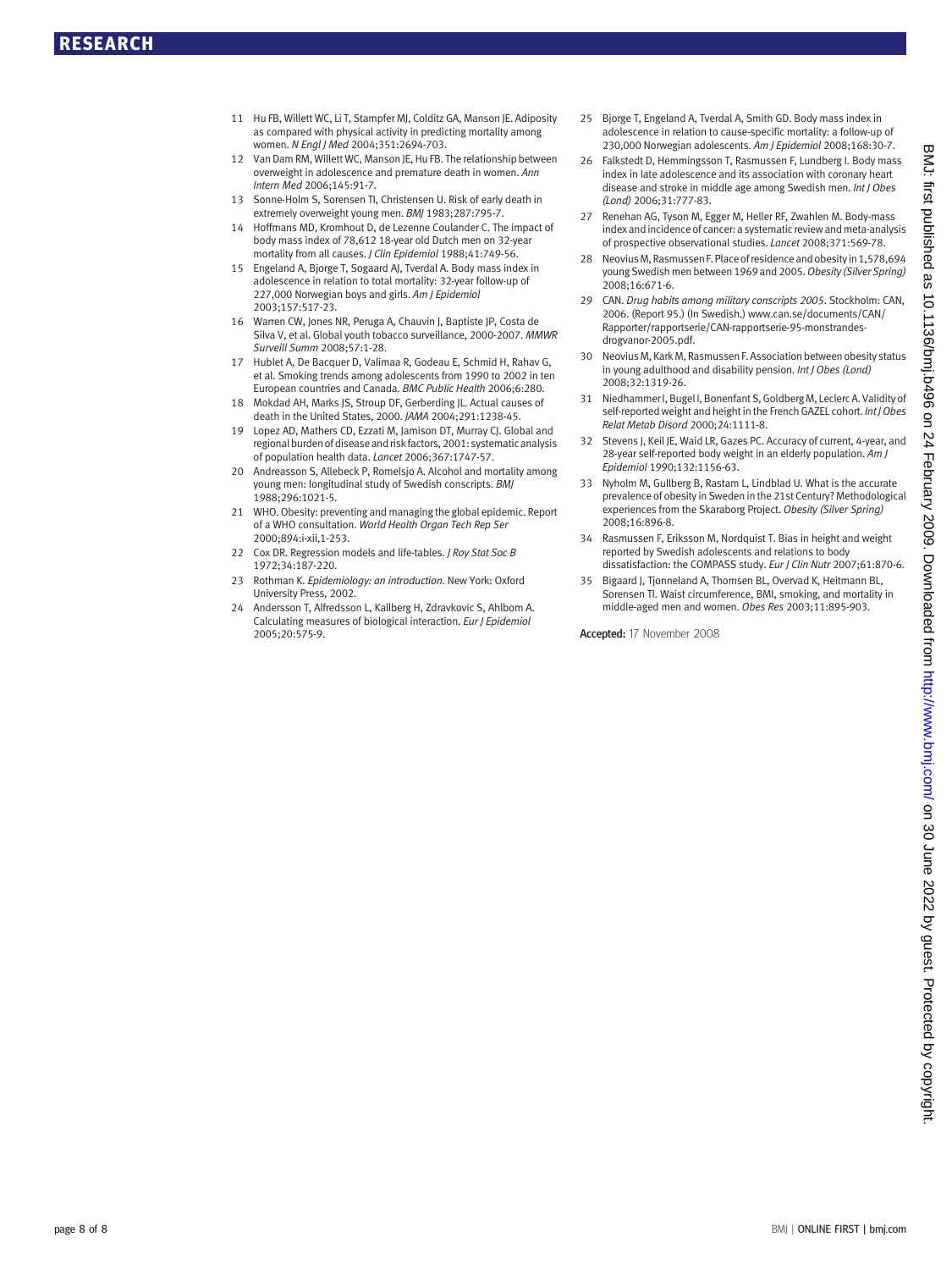11 Hu FB, Willett WC, Li T, Stampfer MJ, Colditz GA, Manson JE. Adiposity as compared with physical activity in predicting mortality among women. *N Engl J Med* 2004;351:2694-703.

12 Van Dam RM, Willett WC, Manson JE, Hu FB. The relationship between overweight in adolescence and premature death in women. *Ann Intern Med* 2006;145:91-7.

13 Sonne-Holm S, Sorensen TI, Christensen U. Risk of early death in extremely overweight young men. *BMJ* 1983;287:795-7.

14 Hoffmans MD, Kromhout D, de Lezenne Coulander C. The impact of body mass index of 78,612 18-year old Dutch men on 32-year mortality from all causes. *J Clin Epidemiol* 1988;41:749-56.

15 Engeland A, Bjorge T, Sogaard AJ, Tverdal A. Body mass index in adolescence in relation to total mortality: 32-year follow-up of 227,000 Norwegian boys and girls. *Am J Epidemiol* 2003;157:517-23.

16 Warren CW, Jones NR, Peruga A, Chauvin J, Baptiste JP, Costa de Silva V, et al. Global youth tobacco surveillance, 2000-2007. *MMWR Surveill Summ* 2008;57:1-28.

17 Hublet A, De Bacquer D, Valimaa R, Godeau E, Schmid H, Rahav G, et al. Smoking trends among adolescents from 1990 to 2002 in ten European countries and Canada. *BMC Public Health* 2006;6:280.

18 Mokdad AH, Marks JS, Stroup DF, Gerberding JL. Actual causes of death in the United States, 2000. *JAMA* 2004;291:1238-45.

19 Lopez AD, Mathers CD, Ezzati M, Jamison DT, Murray CJ. Global and regional burden of disease and risk factors, 2001: systematic analysis of population health data. *Lancet* 2006;367:1747-57.

20 Andreasson S, Allebeck P, Romelsjo A. Alcohol and mortality among young men: longitudinal study of Swedish conscripts. *BMJ* 1988;296:1021-5.

21 WHO. Obesity: preventing and managing the global epidemic. Report of a WHO consultation. *World Health Organ Tech Rep Ser* 2000;894:i-xii,1-253.

22 Cox DR. Regression models and life-tables. *J Roy Stat Soc B* 1972;34:187-220.

23 Rothman K. *Epidemiology: an introduction.* New York: Oxford University Press, 2002.

24 Andersson T, Alfredsson L, Kallberg H, Zdravkovic S, Ahlbom A. Calculating measures of biological interaction. *Eur J Epidemiol* 2005;20:575-9.

25 Bjorge T, Engeland A, Tverdal A, Smith GD. Body mass index in adolescence in relation to cause-specific mortality: a follow-up of 230,000 Norwegian adolescents. *Am J Epidemiol* 2008;168:30-7.

26 Falkstedt D, Hemmingsson T, Rasmussen F, Lundberg I. Body mass index in late adolescence and its association with coronary heart disease and stroke in middle age among Swedish men. *Int J Obes (Lond)* 2006;31:777-83.

27 Renehan AG, Tyson M, Egger M, Heller RF, Zwahlen M. Body-mass index and incidence of cancer: a systematic review and meta-analysis of prospective observational studies. *Lancet* 2008;371:569-78.

28 Neovius M, Rasmussen F. Place of residence and obesity in 1,578,694 young Swedish men between 1969 and 2005. *Obesity (Silver Spring)* 2008;16:671-6.

29 CAN. *Drug habits among military conscripts 2005*. Stockholm: CAN, 2006. (Report 95.) (In Swedish.) www.can.se/documents/CAN/Rapporter/rapportserie/CAN-rapportserie-95-monstrandes-drogvanor-2005.pdf.

30 Neovius M, Kark M, Rasmussen F. Association between obesity status in young adulthood and disability pension. *Int J Obes (Lond)* 2008;32:1319-26.

31 Niedhammer I, Bugel I, Bonenfant S, Goldberg M, Leclerc A. Validity of self-reported weight and height in the French GAZEL cohort. *Int J Obes Relat Metab Disord* 2000;24:1111-8.

32 Stevens J, Keil JE, Waid LR, Gazes PC. Accuracy of current, 4-year, and 28-year self-reported body weight in an elderly population. *Am J Epidemiol* 1990;132:1156-63.

33 Nyholm M, Gullberg B, Rastam L, Lindblad U. What is the accurate prevalence of obesity in Sweden in the 21st Century? Methodological experiences from the Skaraborg Project. *Obesity (Silver Spring)* 2008;16:896-8.

34 Rasmussen F, Eriksson M, Nordquist T. Bias in height and weight reported by Swedish adolescents and relations to body dissatisfaction: the COMPASS study. *Eur J Clin Nutr* 2007;61:870-6.

35 Bigaard J, Tjonneland A, Thomsen BL, Overvad K, Heitmann BL, Sorensen TI. Waist circumference, BMI, smoking, and mortality in middle-aged men and women. *Obes Res* 2003;11:895-903.

**Accepted:** 17 November 2008